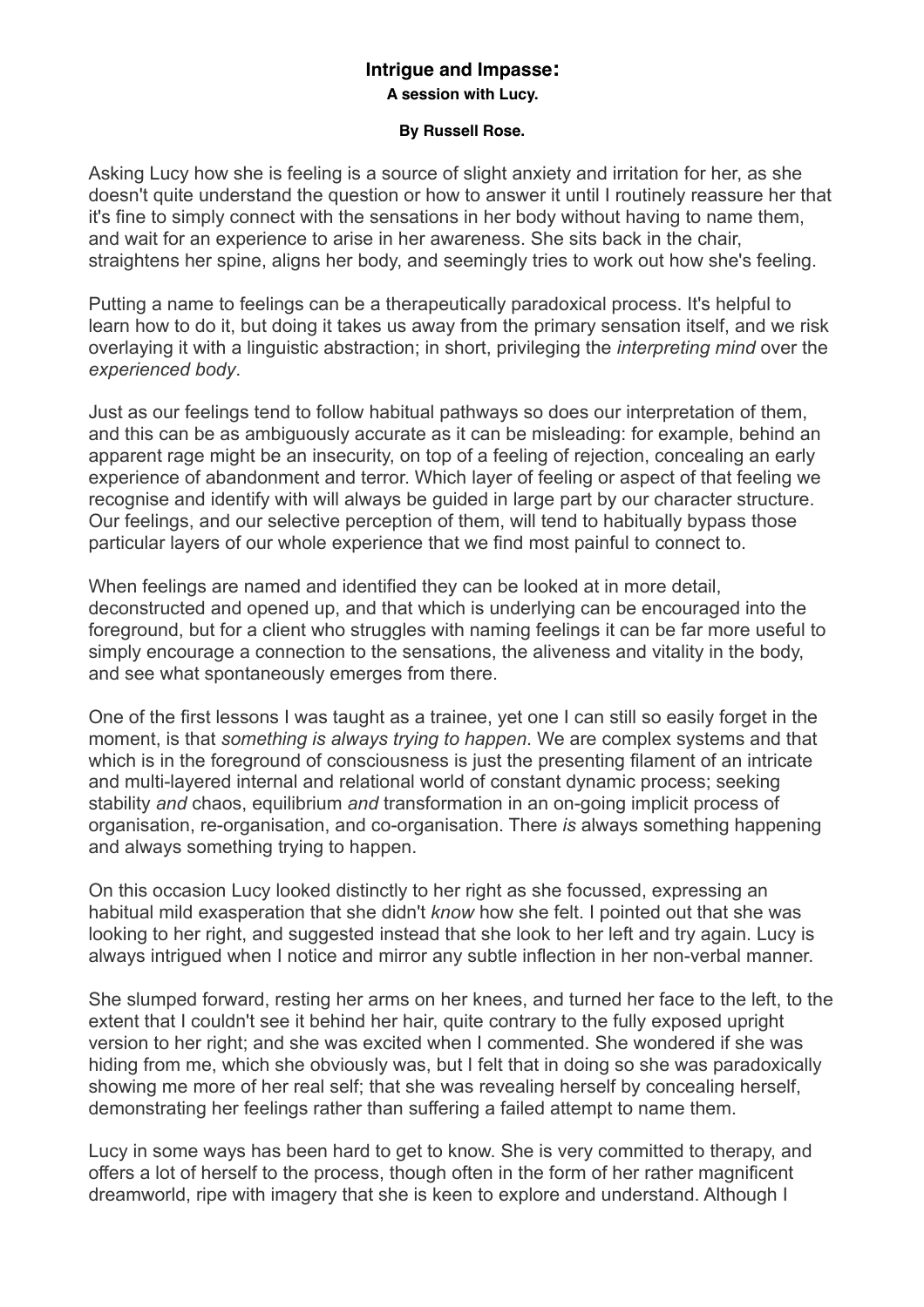# Intrigue and Impasse:

**A session with Lucy.**

**By Russell Rose.**

Asking Lucy how she is feeling is a source of slight anxiety and irritation for her, as she doesn't quite understand the question or how to answer it until I routinely reassure her that it's fine to simply connect with the sensations in her body without having to name them, and wait for an experience to arise in her awareness. She sits back in the chair, straightens her spine, aligns her body, and seemingly tries to work out how she's feeling.

Putting a name to feelings can be a therapeutically paradoxical process. It's helpful to learn how to do it, but doing it takes us away from the primary sensation itself, and we risk overlaying it with a linguistic abstraction; in short, privileging the *interpreting mind* over the *experienced body*.

Just as our feelings tend to follow habitual pathways so does our interpretation of them, and this can be as ambiguously accurate as it can be misleading: for example, behind an apparent rage might be an insecurity, on top of a feeling of rejection, concealing an early experience of abandonment and terror. Which layer of feeling or aspect of that feeling we recognise and identify with will always be guided in large part by our character structure. Our feelings, and our selective perception of them, will tend to habitually bypass those particular layers of our whole experience that we find most painful to connect to.

When feelings are named and identified they can be looked at in more detail, deconstructed and opened up, and that which is underlying can be encouraged into the foreground, but for a client who struggles with naming feelings it can be far more useful to simply encourage a connection to the sensations, the aliveness and vitality in the body, and see what spontaneously emerges from there.

One of the first lessons I was taught as a trainee, yet one I can still so easily forget in the moment, is that *something is always trying to happen*. We are complex systems and that which is in the foreground of consciousness is just the presenting filament of an intricate and multi-layered internal and relational world of constant dynamic process; seeking stability *and* chaos, equilibrium *and* transformation in an on-going implicit process of organisation, re-organisation, and co-organisation. There *is* always something happening and always something trying to happen.

On this occasion Lucy looked distinctly to her right as she focussed, expressing an habitual mild exasperation that she didn't *know* how she felt. I pointed out that she was looking to her right, and suggested instead that she look to her left and try again. Lucy is always intrigued when I notice and mirror any subtle inflection in her non-verbal manner.

She slumped forward, resting her arms on her knees, and turned her face to the left, to the extent that I couldn't see it behind her hair, quite contrary to the fully exposed upright version to her right; and she was excited when I commented. She wondered if she was hiding from me, which she obviously was, but I felt that in doing so she was paradoxically showing me more of her real self; that she was revealing herself by concealing herself, demonstrating her feelings rather than suffering a failed attempt to name them.

Lucy in some ways has been hard to get to know. She is very committed to therapy, and offers a lot of herself to the process, though often in the form of her rather magnificent dreamworld, ripe with imagery that she is keen to explore and understand. Although I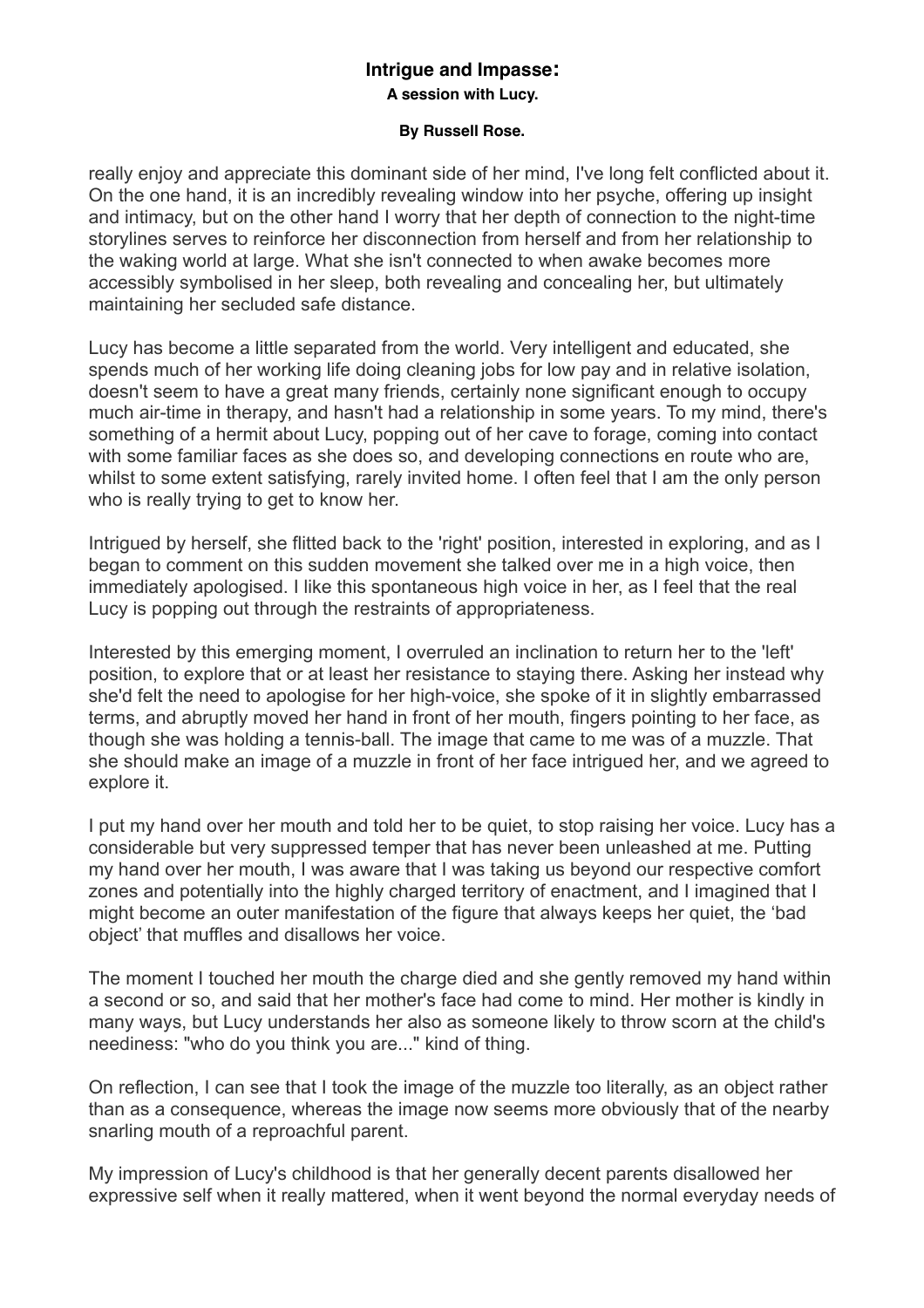really enjoy and appreciate this dominant side of her mind, I've long felt conflicted about it. On the one hand, it is an incredibly revealing window into her psyche, offering up insight and intimacy, but on the other hand I worry that her depth of connection to the night-time storylines serves to reinforce her disconnection from herself and from her relationship to the waking world at large. What she isn't connected to when awake becomes more accessibly symbolised in her sleep, both revealing and concealing her, but ultimately maintaining her secluded safe distance.

Lucy has become a little separated from the world. Very intelligent and educated, she spends much of her working life doing cleaning jobs for low pay and in relative isolation, doesn't seem to have a great many friends, certainly none significant enough to occupy much air-time in therapy, and hasn't had a relationship in some years. To my mind, there's something of a hermit about Lucy, popping out of her cave to forage, coming into contact with some familiar faces as she does so, and developing connections en route who are, whilst to some extent satisfying, rarely invited home. I often feel that I am the only person who is really trying to get to know her.

Intrigued by herself, she flitted back to the 'right' position, interested in exploring, and as I began to comment on this sudden movement she talked over me in a high voice, then immediately apologised. I like this spontaneous high voice in her, as I feel that the real Lucy is popping out through the restraints of appropriateness.

Interested by this emerging moment, I overruled an inclination to return her to the 'left' position, to explore that or at least her resistance to staying there. Asking her instead why she'd felt the need to apologise for her high-voice, she spoke of it in slightly embarrassed terms, and abruptly moved her hand in front of her mouth, fingers pointing to her face, as though she was holding a tennis-ball. The image that came to me was of a muzzle. That she should make an image of a muzzle in front of her face intrigued her, and we agreed to explore it.

I put my hand over her mouth and told her to be quiet, to stop raising her voice. Lucy has a considerable but very suppressed temper that has never been unleashed at me. Putting my hand over her mouth, I was aware that I was taking us beyond our respective comfort zones and potentially into the highly charged territory of enactment, and I imagined that I might become an outer manifestation of the figure that always keeps her quiet, the 'bad object' that muffles and disallows her voice.

The moment I touched her mouth the charge died and she gently removed my hand within a second or so, and said that her mother's face had come to mind. Her mother is kindly in many ways, but Lucy understands her also as someone likely to throw scorn at the child's neediness: "who do you think you are..." kind of thing.

On reflection, I can see that I took the image of the muzzle too literally, as an object rather than as a consequence, whereas the image now seems more obviously that of the nearby snarling mouth of a reproachful parent.

My impression of Lucy's childhood is that her generally decent parents disallowed her expressive self when it really mattered, when it went beyond the normal everyday needs of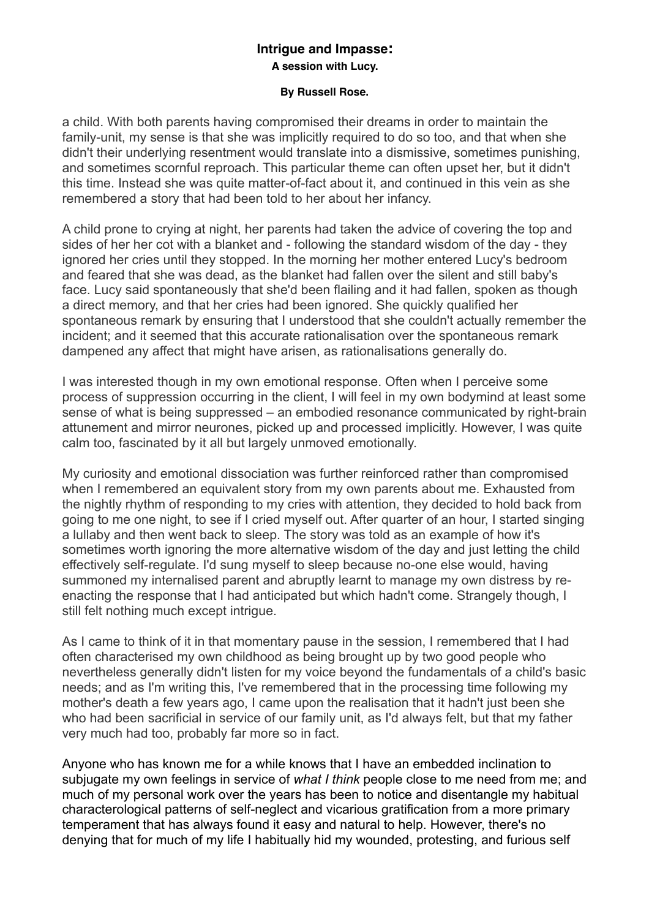a child. With both parents having compromised their dreams in order to maintain the family-unit, my sense is that she was implicitly required to do so too, and that when she didn't their underlying resentment would translate into a dismissive, sometimes punishing, and sometimes scornful reproach. This particular theme can often upset her, but it didn't this time. Instead she was quite matter-of-fact about it, and continued in this vein as she remembered a story that had been told to her about her infancy.

A child prone to crying at night, her parents had taken the advice of covering the top and sides of her her cot with a blanket and - following the standard wisdom of the day - they ignored her cries until they stopped. In the morning her mother entered Lucy's bedroom and feared that she was dead, as the blanket had fallen over the silent and still baby's face. Lucy said spontaneously that she'd been flailing and it had fallen, spoken as though a direct memory, and that her cries had been ignored. She quickly qualified her spontaneous remark by ensuring that I understood that she couldn't actually remember the incident; and it seemed that this accurate rationalisation over the spontaneous remark dampened any affect that might have arisen, as rationalisations generally do.

I was interested though in my own emotional response. Often when I perceive some process of suppression occurring in the client, I will feel in my own bodymind at least some sense of what is being suppressed – an embodied resonance communicated by right-brain attunement and mirror neurones, picked up and processed implicitly. However, I was quite calm too, fascinated by it all but largely unmoved emotionally.

My curiosity and emotional dissociation was further reinforced rather than compromised when I remembered an equivalent story from my own parents about me. Exhausted from the nightly rhythm of responding to my cries with attention, they decided to hold back from going to me one night, to see if I cried myself out. After quarter of an hour, I started singing a lullaby and then went back to sleep. The story was told as an example of how it's sometimes worth ignoring the more alternative wisdom of the day and just letting the child effectively self-regulate. I'd sung myself to sleep because no-one else would, having summoned my internalised parent and abruptly learnt to manage my own distress by re-enacting the response that I had anticipated but which hadn't come. Strangely though, I still felt nothing much except intrigue.

As I came to think of it in that momentary pause in the session, I remembered that I had often characterised my own childhood as being brought up by two good people who nevertheless generally didn't listen for my voice beyond the fundamentals of a child's basic needs; and as I'm writing this, I've remembered that in the processing time following my mother's death a few years ago, I came upon the realisation that it hadn't just been she who had been sacrificial in service of our family unit, as I'd always felt, but that my father very much had too, probably far more so in fact.

Anyone who has known me for a while knows that I have an embedded inclination to subjugate my own feelings in service of *what I think* people close to me need from me; and much of my personal work over the years has been to notice and disentangle my habitual characterological patterns of self-neglect and vicarious gratification from a more primary temperament that has always found it easy and natural to help. However, there's no denying that for much of my life I habitually hid my wounded, protesting, and furious self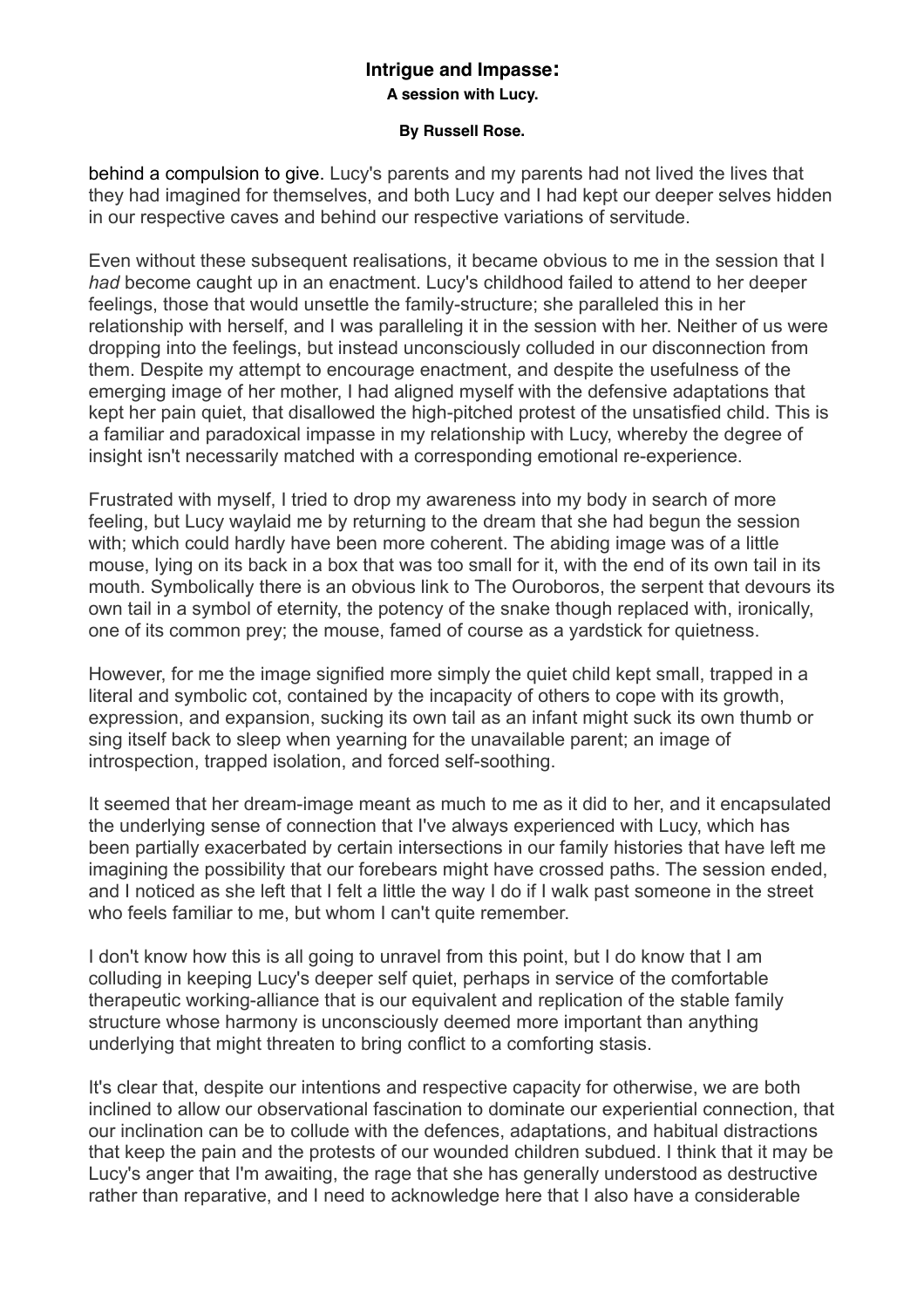behind a compulsion to give. Lucy's parents and my parents had not lived the lives that they had imagined for themselves, and both Lucy and I had kept our deeper selves hidden in our respective caves and behind our respective variations of servitude.

Even without these subsequent realisations, it became obvious to me in the session that I *had* become caught up in an enactment. Lucy's childhood failed to attend to her deeper feelings, those that would unsettle the family-structure; she paralleled this in her relationship with herself, and I was paralleling it in the session with her. Neither of us were dropping into the feelings, but instead unconsciously colluded in our disconnection from them. Despite my attempt to encourage enactment, and despite the usefulness of the emerging image of her mother, I had aligned myself with the defensive adaptations that kept her pain quiet, that disallowed the high-pitched protest of the unsatisfied child. This is a familiar and paradoxical impasse in my relationship with Lucy, whereby the degree of insight isn't necessarily matched with a corresponding emotional re-experience.

Frustrated with myself, I tried to drop my awareness into my body in search of more feeling, but Lucy waylaid me by returning to the dream that she had begun the session with; which could hardly have been more coherent. The abiding image was of a little mouse, lying on its back in a box that was too small for it, with the end of its own tail in its mouth. Symbolically there is an obvious link to The Ouroboros, the serpent that devours its own tail in a symbol of eternity, the potency of the snake though replaced with, ironically, one of its common prey; the mouse, famed of course as a yardstick for quietness.

However, for me the image signified more simply the quiet child kept small, trapped in a literal and symbolic cot, contained by the incapacity of others to cope with its growth, expression, and expansion, sucking its own tail as an infant might suck its own thumb or sing itself back to sleep when yearning for the unavailable parent; an image of introspection, trapped isolation, and forced self-soothing.

It seemed that her dream-image meant as much to me as it did to her, and it encapsulated the underlying sense of connection that I've always experienced with Lucy, which has been partially exacerbated by certain intersections in our family histories that have left me imagining the possibility that our forebears might have crossed paths. The session ended, and I noticed as she left that I felt a little the way I do if I walk past someone in the street who feels familiar to me, but whom I can't quite remember.

I don't know how this is all going to unravel from this point, but I do know that I am colluding in keeping Lucy's deeper self quiet, perhaps in service of the comfortable therapeutic working-alliance that is our equivalent and replication of the stable family structure whose harmony is unconsciously deemed more important than anything underlying that might threaten to bring conflict to a comforting stasis.

It's clear that, despite our intentions and respective capacity for otherwise, we are both inclined to allow our observational fascination to dominate our experiential connection, that our inclination can be to collude with the defences, adaptations, and habitual distractions that keep the pain and the protests of our wounded children subdued. I think that it may be Lucy's anger that I'm awaiting, the rage that she has generally understood as destructive rather than reparative, and I need to acknowledge here that I also have a considerable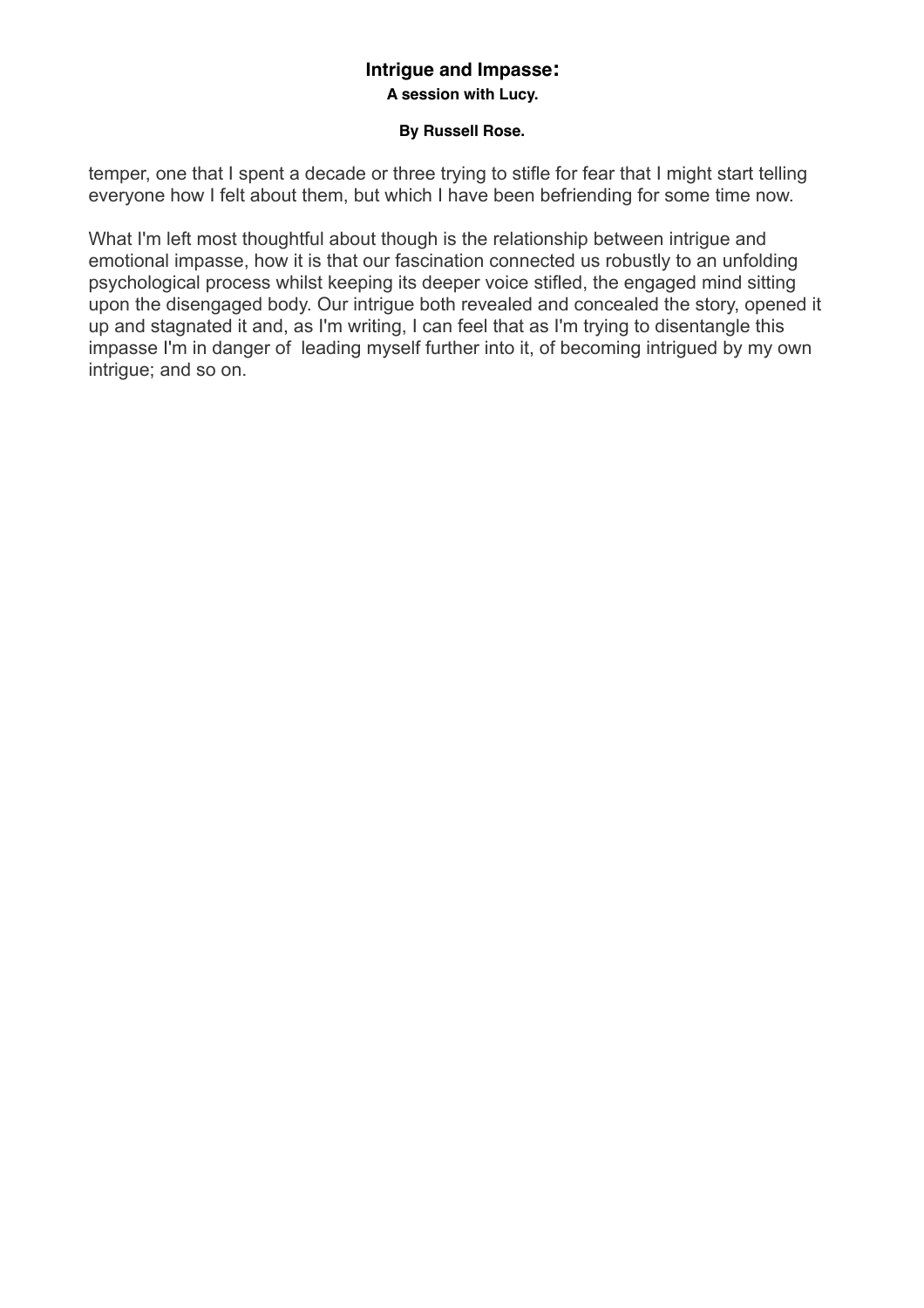temper, one that I spent a decade or three trying to stifle for fear that I might start telling everyone how I felt about them, but which I have been befriending for some time now.

What I'm left most thoughtful about though is the relationship between intrigue and emotional impasse, how it is that our fascination connected us robustly to an unfolding psychological process whilst keeping its deeper voice stifled, the engaged mind sitting upon the disengaged body. Our intrigue both revealed and concealed the story, opened it up and stagnated it and, as I'm writing, I can feel that as I'm trying to disentangle this impasse I'm in danger of leading myself further into it, of becoming intrigued by my own intrigue; and so on.